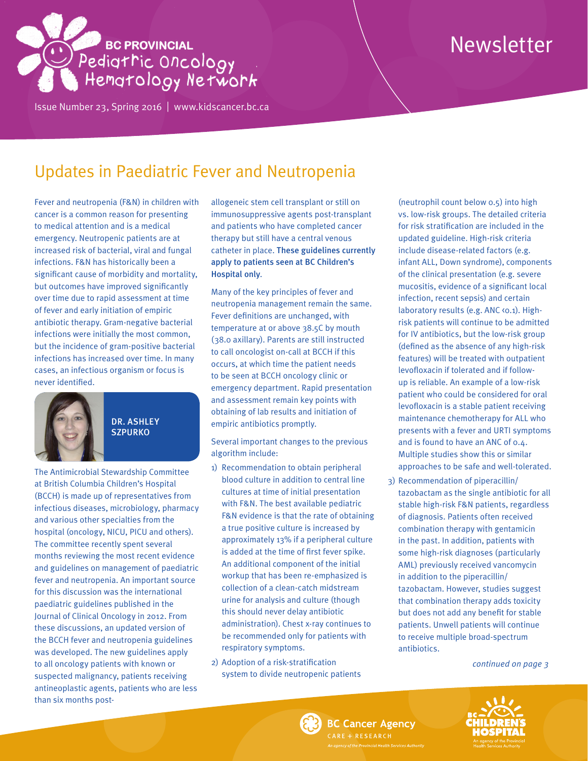# BC PROVINCIAL Pediatric Oncology Hematology Network

# Newsletter

Issue Number 23, Spring 2016 | www.kidscancer.bc.ca

## Updates in Paediatric Fever and Neutropenia

Fever and neutropenia (F&N) in children with cancer is a common reason for presenting to medical attention and is a medical emergency. Neutropenic patients are at increased risk of bacterial, viral and fungal infections. F&N has historically been a significant cause of morbidity and mortality, but outcomes have improved significantly over time due to rapid assessment at time of fever and early initiation of empiric antibiotic therapy. Gram-negative bacterial infections were initially the most common, but the incidence of gram-positive bacterial infections has increased over time. In many cases, an infectious organism or focus is never identified.

**DR. ASHLEY SZPURKO**

The Antimicrobial Stewardship Committee at British Columbia Children's Hospital (BCCH) is made up of representatives from infectious diseases, microbiology, pharmacy and various other specialties from the hospital (oncology, NICU, PICU and others). The committee recently spent several months reviewing the most recent evidence and guidelines on management of paediatric fever and neutropenia. An important source for this discussion was the international paediatric guidelines published in the Journal of Clinical Oncology in 2012. From these discussions, an updated version of the BCCH fever and neutropenia guidelines was developed. The new guidelines apply to all oncology patients with known or suspected malignancy, patients receiving antineoplastic agents, patients who are less than six months post-allogeneic stem cell transplant or still on immunosuppressive agents post-transplant and patients who have completed cancer therapy but still have a central venous catheter in place. **These guidelines currently apply to patients seen at BC Children's Hospital only**.

Many of the key principles of fever and neutropenia management remain the same. Fever definitions are unchanged, with temperature at or above 38.5C by mouth (38.0 axillary). Parents are still instructed to call oncologist on-call at BCCH if this occurs, at which time the patient needs to be seen at BCCH oncology clinic or emergency department. Rapid presentation and assessment remain key points with obtaining of lab results and initiation of empiric antibiotics promptly.

Several important changes to the previous algorithm include:

1) Recommendation to obtain peripheral blood culture in addition to central line cultures at time of initial presentation with F&N. The best available pediatric F&N evidence is that the rate of obtaining a true positive culture is increased by approximately 13% if a peripheral culture is added at the time of first fever spike. An additional component of the initial workup that has been re-emphasized is collection of a clean-catch midstream urine for analysis and culture (though this should never delay antibiotic administration). Chest x-ray continues to be recommended only for patients with respiratory symptoms.
2) Adoption of a risk-stratification system to divide neutropenic patients (neutrophil count below 0.5) into high vs. low-risk groups. The detailed criteria for risk stratification are included in the updated guideline. High-risk criteria include disease-related factors (e.g. infant ALL, Down syndrome), components of the clinical presentation (e.g. severe mucositis, evidence of a significant local infection, recent sepsis) and certain laboratory results (e.g. ANC <0.1). High-risk patients will continue to be admitted for IV antibiotics, but the low-risk group (defined as the absence of any high-risk features) will be treated with outpatient levofloxacin if tolerated and if follow-up is reliable. An example of a low-risk patient who could be considered for oral levofloxacin is a stable patient receiving maintenance chemotherapy for ALL who presents with a fever and URTI symptoms and is found to have an ANC of 0.4. Multiple studies show this or similar approaches to be safe and well-tolerated.
3) Recommendation of piperacillin/tazobactam as the single antibiotic for all stable high-risk F&N patients, regardless of diagnosis. Patients often received combination therapy with gentamicin in the past. In addition, patients with some high-risk diagnoses (particularly AML) previously received vancomycin in addition to the piperacillin/tazobactam. However, studies suggest that combination therapy adds toxicity but does not add any benefit for stable patients. Unwell patients will continue to receive multiple broad-spectrum antibiotics.

*continued on page 3*

BC Cancer Agency CARE + RESEARCH — An agency of the Provincial Health Services Authority

BC Children's Hospital — An agency of the Provincial Health Services Authority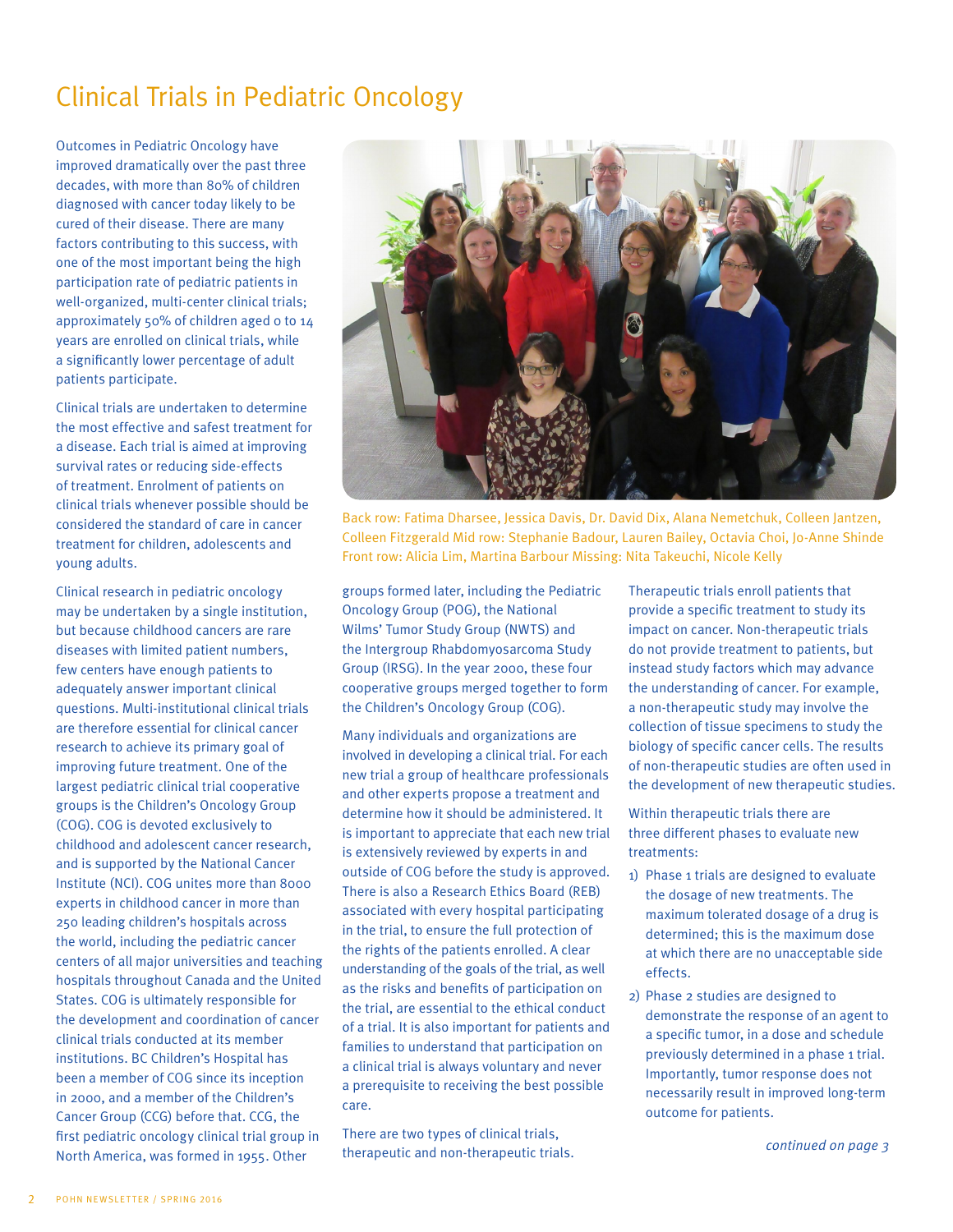# Clinical Trials in Pediatric Oncology

Outcomes in Pediatric Oncology have improved dramatically over the past three decades, with more than 80% of children diagnosed with cancer today likely to be cured of their disease. There are many factors contributing to this success, with one of the most important being the high participation rate of pediatric patients in well-organized, multi-center clinical trials; approximately 50% of children aged 0 to 14 years are enrolled on clinical trials, while a significantly lower percentage of adult patients participate.

Clinical trials are undertaken to determine the most effective and safest treatment for a disease. Each trial is aimed at improving survival rates or reducing side-effects of treatment. Enrolment of patients on clinical trials whenever possible should be considered the standard of care in cancer treatment for children, adolescents and young adults.

Clinical research in pediatric oncology may be undertaken by a single institution, but because childhood cancers are rare diseases with limited patient numbers, few centers have enough patients to adequately answer important clinical questions. Multi-institutional clinical trials are therefore essential for clinical cancer research to achieve its primary goal of improving future treatment. One of the largest pediatric clinical trial cooperative groups is the Children's Oncology Group (COG). COG is devoted exclusively to childhood and adolescent cancer research, and is supported by the National Cancer Institute (NCI). COG unites more than 8000 experts in childhood cancer in more than 250 leading children's hospitals across the world, including the pediatric cancer centers of all major universities and teaching hospitals throughout Canada and the United States. COG is ultimately responsible for the development and coordination of cancer clinical trials conducted at its member institutions. BC Children's Hospital has been a member of COG since its inception in 2000, and a member of the Children's Cancer Group (CCG) before that. CCG, the first pediatric oncology clinical trial group in North America, was formed in 1955. Other groups formed later, including the Pediatric Oncology Group (POG), the National Wilms' Tumor Study Group (NWTS) and the Intergroup Rhabdomyosarcoma Study Group (IRSG). In the year 2000, these four cooperative groups merged together to form the Children's Oncology Group (COG).

Back row: Fatima Dharsee, Jessica Davis, Dr. David Dix, Alana Nemetchuk, Colleen Jantzen, Colleen Fitzgerald Mid row: Stephanie Badour, Lauren Bailey, Octavia Choi, Jo-Anne Shinde Front row: Alicia Lim, Martina Barbour Missing: Nita Takeuchi, Nicole Kelly

Many individuals and organizations are involved in developing a clinical trial. For each new trial a group of healthcare professionals and other experts propose a treatment and determine how it should be administered. It is important to appreciate that each new trial is extensively reviewed by experts in and outside of COG before the study is approved. There is also a Research Ethics Board (REB) associated with every hospital participating in the trial, to ensure the full protection of the rights of the patients enrolled. A clear understanding of the goals of the trial, as well as the risks and benefits of participation on the trial, are essential to the ethical conduct of a trial. It is also important for patients and families to understand that participation on a clinical trial is always voluntary and never a prerequisite to receiving the best possible care.

There are two types of clinical trials, therapeutic and non-therapeutic trials. Therapeutic trials enroll patients that provide a specific treatment to study its impact on cancer. Non-therapeutic trials do not provide treatment to patients, but instead study factors which may advance the understanding of cancer. For example, a non-therapeutic study may involve the collection of tissue specimens to study the biology of specific cancer cells. The results of non-therapeutic studies are often used in the development of new therapeutic studies.

Within therapeutic trials there are three different phases to evaluate new treatments:

1) Phase 1 trials are designed to evaluate the dosage of new treatments. The maximum tolerated dosage of a drug is determined; this is the maximum dose at which there are no unacceptable side effects.
2) Phase 2 studies are designed to demonstrate the response of an agent to a specific tumor, in a dose and schedule previously determined in a phase 1 trial. Importantly, tumor response does not necessarily result in improved long-term outcome for patients.

*continued on page 3*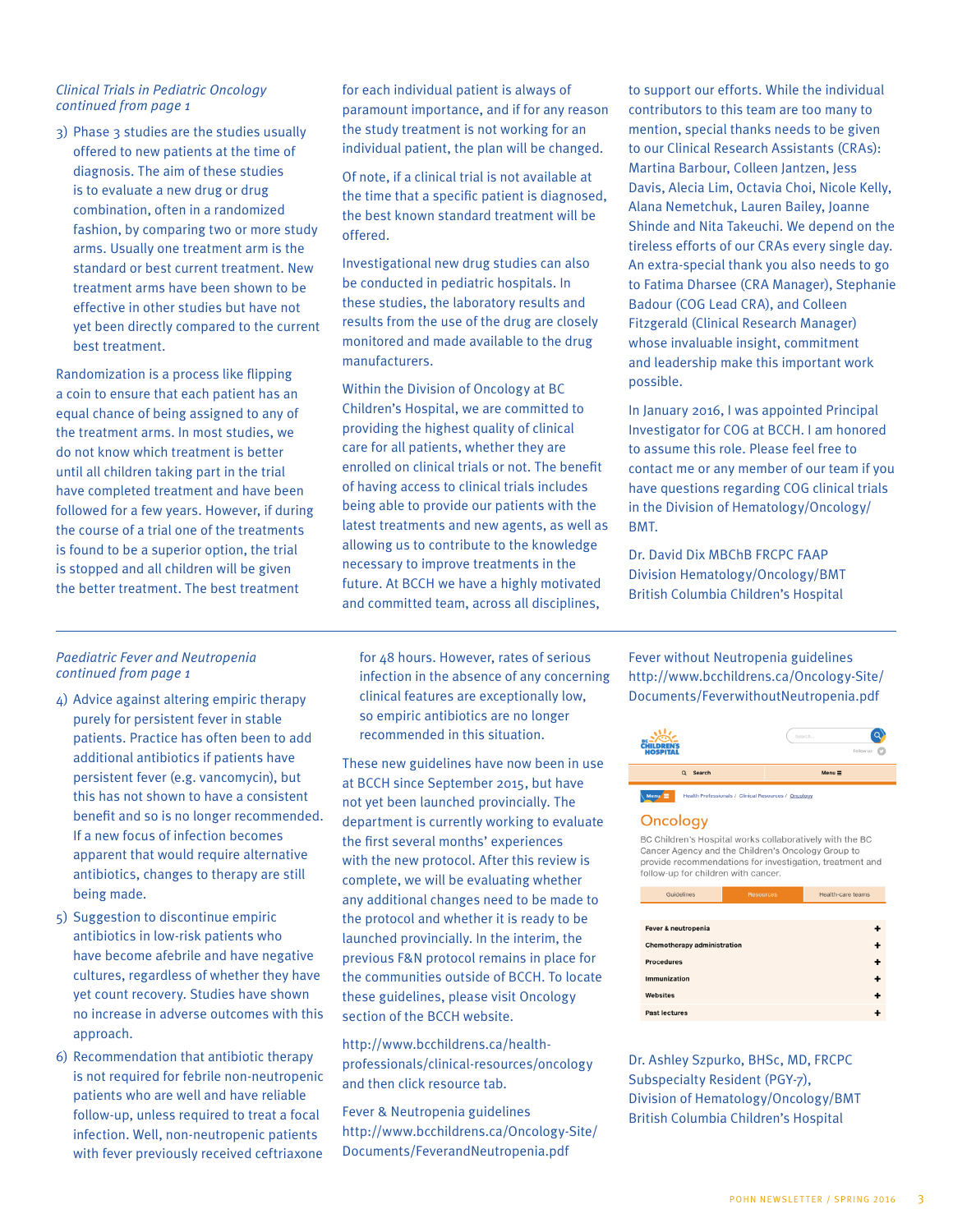*Clinical Trials in Pediatric Oncology continued from page 1*

3) Phase 3 studies are the studies usually offered to new patients at the time of diagnosis. The aim of these studies is to evaluate a new drug or drug combination, often in a randomized fashion, by comparing two or more study arms. Usually one treatment arm is the standard or best current treatment. New treatment arms have been shown to be effective in other studies but have not yet been directly compared to the current best treatment.

Randomization is a process like flipping a coin to ensure that each patient has an equal chance of being assigned to any of the treatment arms. In most studies, we do not know which treatment is better until all children taking part in the trial have completed treatment and have been followed for a few years. However, if during the course of a trial one of the treatments is found to be a superior option, the trial is stopped and all children will be given the better treatment. The best treatment for each individual patient is always of paramount importance, and if for any reason the study treatment is not working for an individual patient, the plan will be changed.

Of note, if a clinical trial is not available at the time that a specific patient is diagnosed, the best known standard treatment will be offered.

Investigational new drug studies can also be conducted in pediatric hospitals. In these studies, the laboratory results and results from the use of the drug are closely monitored and made available to the drug manufacturers.

Within the Division of Oncology at BC Children's Hospital, we are committed to providing the highest quality of clinical care for all patients, whether they are enrolled on clinical trials or not. The benefit of having access to clinical trials includes being able to provide our patients with the latest treatments and new agents, as well as allowing us to contribute to the knowledge necessary to improve treatments in the future. At BCCH we have a highly motivated and committed team, across all disciplines, to support our efforts. While the individual contributors to this team are too many to mention, special thanks needs to be given to our Clinical Research Assistants (CRAs): Martina Barbour, Colleen Jantzen, Jess Davis, Alecia Lim, Octavia Choi, Nicole Kelly, Alana Nemetchuk, Lauren Bailey, Joanne Shinde and Nita Takeuchi. We depend on the tireless efforts of our CRAs every single day. An extra-special thank you also needs to go to Fatima Dharsee (CRA Manager), Stephanie Badour (COG Lead CRA), and Colleen Fitzgerald (Clinical Research Manager) whose invaluable insight, commitment and leadership make this important work possible.

In January 2016, I was appointed Principal Investigator for COG at BCCH. I am honored to assume this role. Please feel free to contact me or any member of our team if you have questions regarding COG clinical trials in the Division of Hematology/Oncology/BMT.

Dr. David Dix MBChB FRCPC FAAP
Division Hematology/Oncology/BMT
British Columbia Children's Hospital

---

*Paediatric Fever and Neutropenia continued from page 1*

4) Advice against altering empiric therapy purely for persistent fever in stable patients. Practice has often been to add additional antibiotics if patients have persistent fever (e.g. vancomycin), but this has not shown to have a consistent benefit and so is no longer recommended. If a new focus of infection becomes apparent that would require alternative antibiotics, changes to therapy are still being made.
5) Suggestion to discontinue empiric antibiotics in low-risk patients who have become afebrile and have negative cultures, regardless of whether they have yet count recovery. Studies have shown no increase in adverse outcomes with this approach.
6) Recommendation that antibiotic therapy is not required for febrile non-neutropenic patients who are well and have reliable follow-up, unless required to treat a focal infection. Well, non-neutropenic patients with fever previously received ceftriaxone for 48 hours. However, rates of serious infection in the absence of any concerning clinical features are exceptionally low, so empiric antibiotics are no longer recommended in this situation.

These new guidelines have now been in use at BCCH since September 2015, but have not yet been launched provincially. The department is currently working to evaluate the first several months' experiences with the new protocol. After this review is complete, we will be evaluating whether any additional changes need to be made to the protocol and whether it is ready to be launched provincially. In the interim, the previous F&N protocol remains in place for the communities outside of BCCH. To locate these guidelines, please visit Oncology section of the BCCH website.

http://www.bcchildrens.ca/health-professionals/clinical-resources/oncology and then click resource tab.

Fever & Neutropenia guidelines
http://www.bcchildrens.ca/Oncology-Site/Documents/FeverandNeutropenia.pdf

Fever without Neutropenia guidelines
http://www.bcchildrens.ca/Oncology-Site/Documents/FeverwithoutNeutropenia.pdf

Dr. Ashley Szpurko, BHSc, MD, FRCPC
Subspecialty Resident (PGY-7),
Division of Hematology/Oncology/BMT
British Columbia Children's Hospital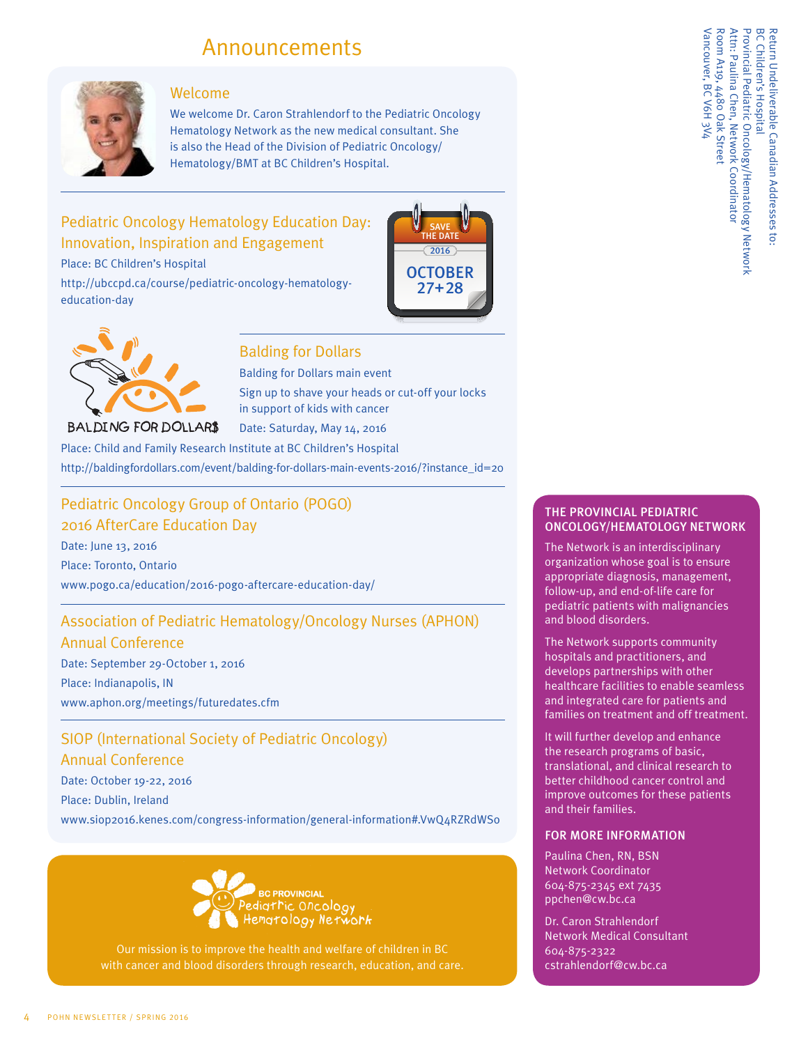# Announcements

## Welcome

We welcome Dr. Caron Strahlendorf to the Pediatric Oncology Hematology Network as the new medical consultant. She is also the Head of the Division of Pediatric Oncology/ Hematology/BMT at BC Children's Hospital.

## Pediatric Oncology Hematology Education Day: Innovation, Inspiration and Engagement

Place: BC Children's Hospital

http://ubccpd.ca/course/pediatric-oncology-hematology-education-day

SAVE THE DATE
2016
OCTOBER 27+28

## Balding for Dollars

BALDING FOR DOLLAR$

Balding for Dollars main event

Sign up to shave your heads or cut-off your locks in support of kids with cancer

Date: Saturday, May 14, 2016

Place: Child and Family Research Institute at BC Children's Hospital

http://baldingfordollars.com/event/balding-for-dollars-main-events-2016/?instance_id=20

## Pediatric Oncology Group of Ontario (POGO) 2016 AfterCare Education Day

Date: June 13, 2016

Place: Toronto, Ontario

www.pogo.ca/education/2016-pogo-aftercare-education-day/

## Association of Pediatric Hematology/Oncology Nurses (APHON) Annual Conference

Date: September 29-October 1, 2016

Place: Indianapolis, IN

www.aphon.org/meetings/futuredates.cfm

## SIOP (International Society of Pediatric Oncology) Annual Conference

Date: October 19-22, 2016

Place: Dublin, Ireland

www.siop2016.kenes.com/congress-information/general-information#.VwQ4RZRdWSo

BC PROVINCIAL Pediatric Oncology Hematology Network

Our mission is to improve the health and welfare of children in BC with cancer and blood disorders through research, education, and care.

## THE PROVINCIAL PEDIATRIC ONCOLOGY/HEMATOLOGY NETWORK

The Network is an interdisciplinary organization whose goal is to ensure appropriate diagnosis, management, follow-up, and end-of-life care for pediatric patients with malignancies and blood disorders.

The Network supports community hospitals and practitioners, and develops partnerships with other healthcare facilities to enable seamless and integrated care for patients and families on treatment and off treatment.

It will further develop and enhance the research programs of basic, translational, and clinical research to better childhood cancer control and improve outcomes for these patients and their families.

### FOR MORE INFORMATION

Paulina Chen, RN, BSN
Network Coordinator
604-875-2345 ext 7435
ppchen@cw.bc.ca

Dr. Caron Strahlendorf
Network Medical Consultant
604-875-2322
cstrahlendorf@cw.bc.ca

Return Undeliverable Canadian Addresses to:
BC Children's Hospital
Provincial Pediatric Oncology/Hematology Network
Attn: Paulina Chen, Network Coordinator
Room A119, 4480 Oak Street
Vancouver, BC V6H 3V4